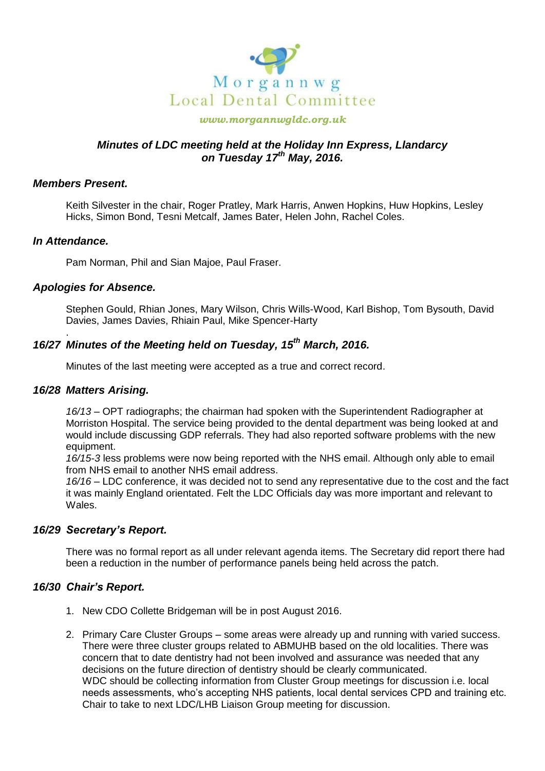Morgannwg
Local Dental Committee

*www.morgannwgldc.org.uk*

### *Minutes of LDC meeting held at the Holiday Inn Express, Llandarcy on Tuesday 17th May, 2016.*

### *Members Present.*

Keith Silvester in the chair, Roger Pratley, Mark Harris, Anwen Hopkins, Huw Hopkins, Lesley Hicks, Simon Bond, Tesni Metcalf, James Bater, Helen John, Rachel Coles.

### *In Attendance.*

Pam Norman, Phil and Sian Majoe, Paul Fraser.

### *Apologies for Absence.*

Stephen Gould, Rhian Jones, Mary Wilson, Chris Wills-Wood, Karl Bishop, Tom Bysouth, David Davies, James Davies, Rhiain Paul, Mike Spencer-Harty

### *16/27 Minutes of the Meeting held on Tuesday, 15th March, 2016.*

Minutes of the last meeting were accepted as a true and correct record.

### *16/28 Matters Arising.*

*16/13* – OPT radiographs; the chairman had spoken with the Superintendent Radiographer at Morriston Hospital. The service being provided to the dental department was being looked at and would include discussing GDP referrals. They had also reported software problems with the new equipment.
*16/15-3* less problems were now being reported with the NHS email. Although only able to email from NHS email to another NHS email address.
*16/16* – LDC conference, it was decided not to send any representative due to the cost and the fact it was mainly England orientated. Felt the LDC Officials day was more important and relevant to Wales.

### *16/29 Secretary's Report.*

There was no formal report as all under relevant agenda items. The Secretary did report there had been a reduction in the number of performance panels being held across the patch.

### *16/30 Chair's Report.*

1. New CDO Collette Bridgeman will be in post August 2016.

2. Primary Care Cluster Groups – some areas were already up and running with varied success. There were three cluster groups related to ABMUHB based on the old localities. There was concern that to date dentistry had not been involved and assurance was needed that any decisions on the future direction of dentistry should be clearly communicated.
   WDC should be collecting information from Cluster Group meetings for discussion i.e. local needs assessments, who's accepting NHS patients, local dental services CPD and training etc. Chair to take to next LDC/LHB Liaison Group meeting for discussion.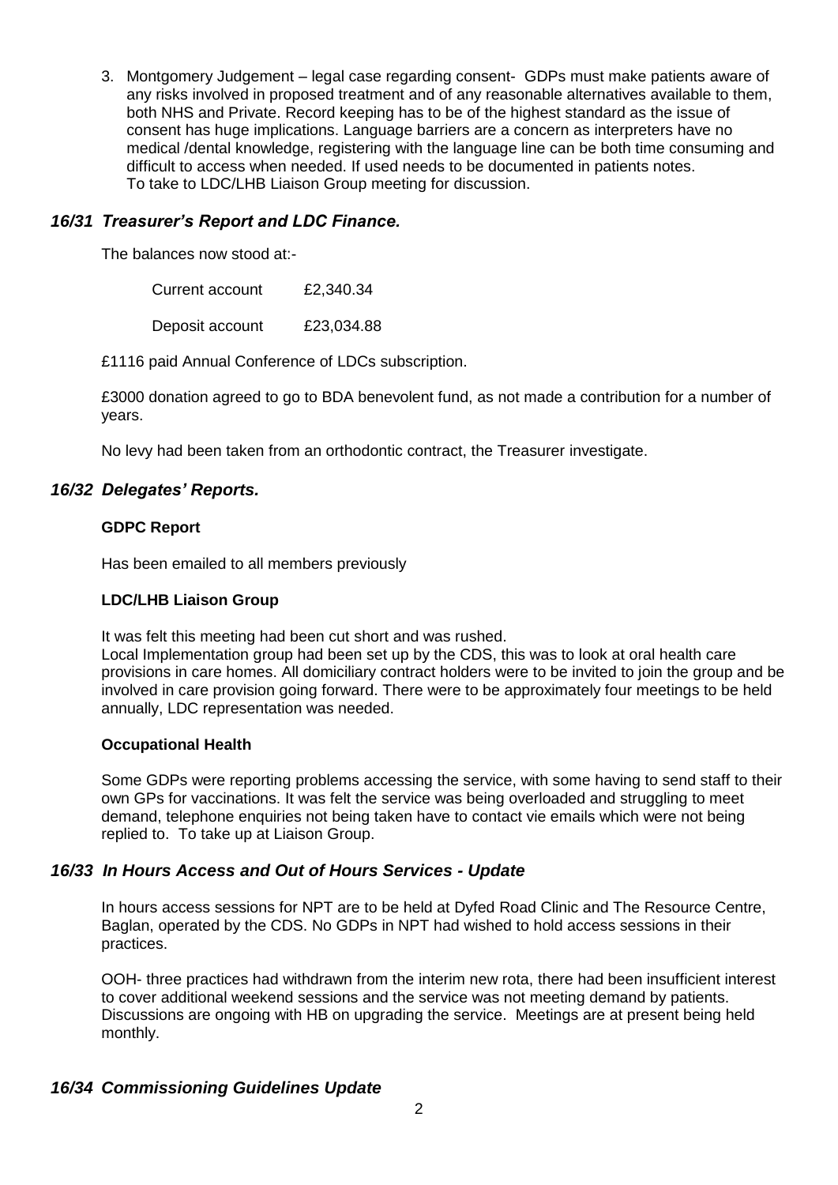3. Montgomery Judgement – legal case regarding consent- GDPs must make patients aware of any risks involved in proposed treatment and of any reasonable alternatives available to them, both NHS and Private. Record keeping has to be of the highest standard as the issue of consent has huge implications. Language barriers are a concern as interpreters have no medical /dental knowledge, registering with the language line can be both time consuming and difficult to access when needed. If used needs to be documented in patients notes. To take to LDC/LHB Liaison Group meeting for discussion.

### *16/31 Treasurer's Report and LDC Finance.*

The balances now stood at:-

| | |
|---|---|
| Current account | £2,340.34 |
| Deposit account | £23,034.88 |

£1116 paid Annual Conference of LDCs subscription.

£3000 donation agreed to go to BDA benevolent fund, as not made a contribution for a number of years.

No levy had been taken from an orthodontic contract, the Treasurer investigate.

### *16/32 Delegates' Reports.*

**GDPC Report**

Has been emailed to all members previously

**LDC/LHB Liaison Group**

It was felt this meeting had been cut short and was rushed.
Local Implementation group had been set up by the CDS, this was to look at oral health care provisions in care homes. All domiciliary contract holders were to be invited to join the group and be involved in care provision going forward. There were to be approximately four meetings to be held annually, LDC representation was needed.

**Occupational Health**

Some GDPs were reporting problems accessing the service, with some having to send staff to their own GPs for vaccinations. It was felt the service was being overloaded and struggling to meet demand, telephone enquiries not being taken have to contact vie emails which were not being replied to. To take up at Liaison Group.

### *16/33 In Hours Access and Out of Hours Services - Update*

In hours access sessions for NPT are to be held at Dyfed Road Clinic and The Resource Centre, Baglan, operated by the CDS. No GDPs in NPT had wished to hold access sessions in their practices.

OOH- three practices had withdrawn from the interim new rota, there had been insufficient interest to cover additional weekend sessions and the service was not meeting demand by patients. Discussions are ongoing with HB on upgrading the service. Meetings are at present being held monthly.

### *16/34 Commissioning Guidelines Update*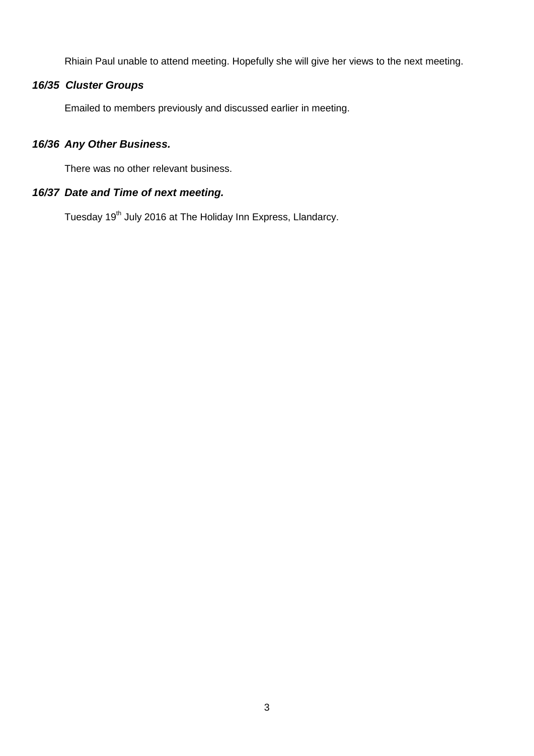Rhiain Paul unable to attend meeting. Hopefully she will give her views to the next meeting.

### *16/35 Cluster Groups*

Emailed to members previously and discussed earlier in meeting.

### *16/36 Any Other Business.*

There was no other relevant business.

### *16/37 Date and Time of next meeting.*

Tuesday 19th July 2016 at The Holiday Inn Express, Llandarcy.